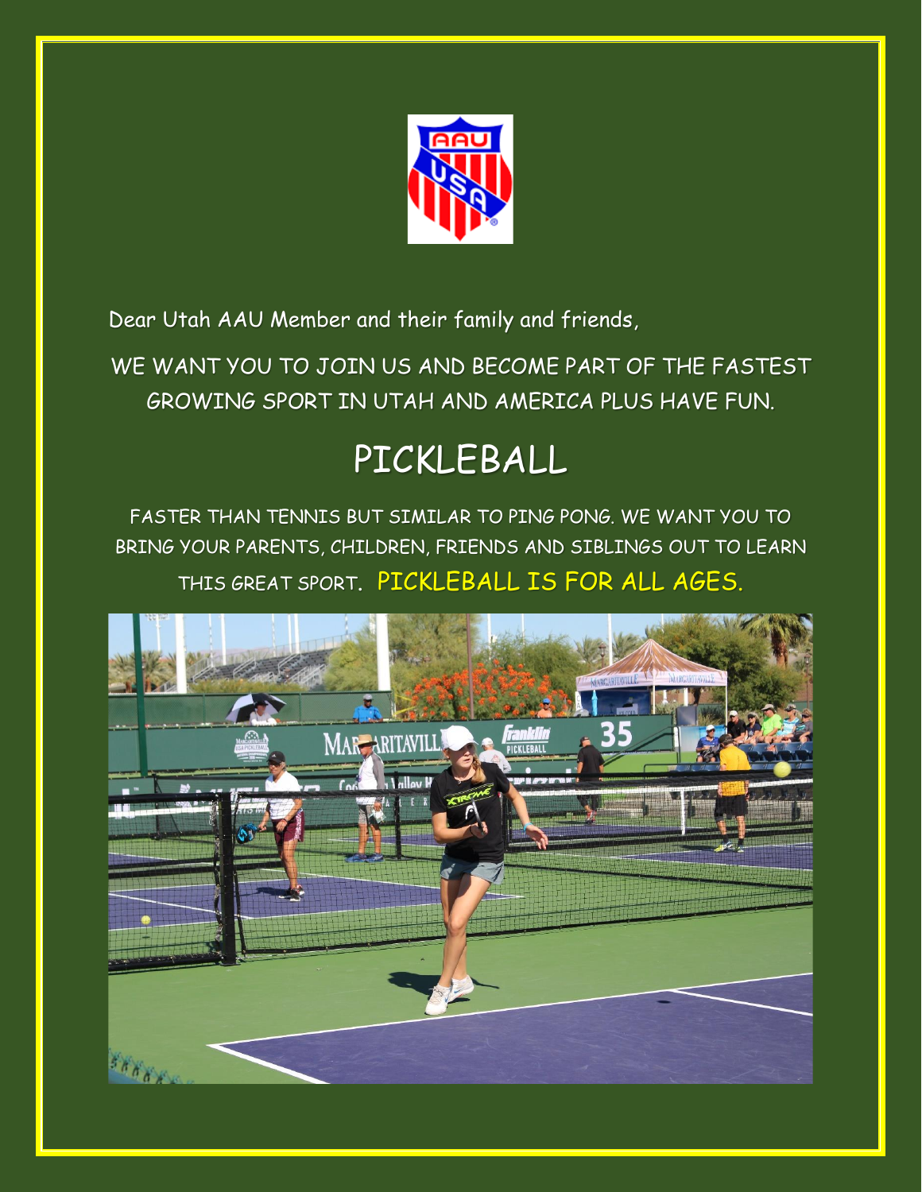Dear Utah AAU Member and their family and friends,

WE WANT YOU TO JOIN US AND BECOME PART OF THE FASTEST GROWING SPORT IN UTAH AND AMERICA PLUS HAVE FUN.

# PICKLEBALL

FASTER THAN TENNIS BUT SIMILAR TO PING PONG. WE WANT YOU TO BRING YOUR PARENTS, CHILDREN, FRIENDS AND SIBLINGS OUT TO LEARN THIS GREAT SPORT. **PICKLEBALL IS FOR ALL AGES.**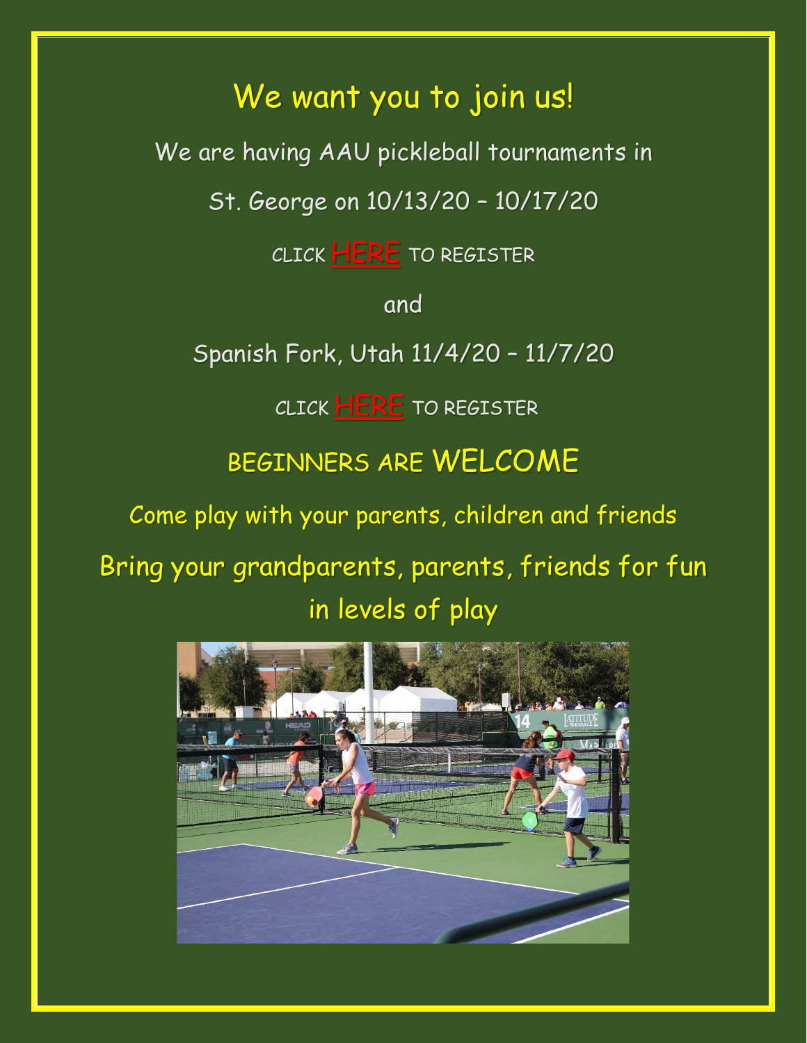# We want you to join us!

We are having AAU pickleball tournaments in

St. George on 10/13/20 – 10/17/20

CLICK HERE TO REGISTER

and

Spanish Fork, Utah 11/4/20 – 11/7/20

CLICK HERE TO REGISTER

## BEGINNERS ARE WELCOME

Come play with your parents, children and friends

Bring your grandparents, parents, friends for fun in levels of play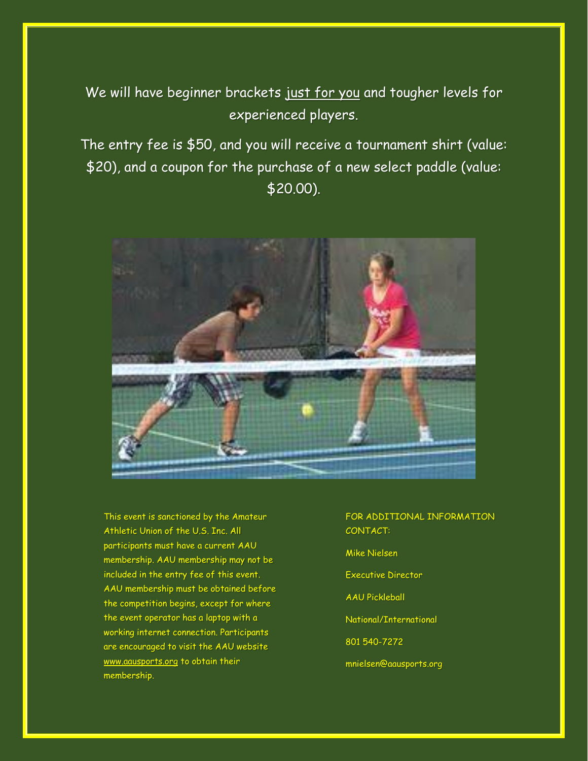We will have beginner brackets just for you and tougher levels for experienced players.

The entry fee is $50, and you will receive a tournament shirt (value: $20), and a coupon for the purchase of a new select paddle (value: $20.00).

This event is sanctioned by the Amateur Athletic Union of the U.S. Inc. All participants must have a current AAU membership. AAU membership may not be included in the entry fee of this event. AAU membership must be obtained before the competition begins, except for where the event operator has a laptop with a working internet connection. Participants are encouraged to visit the AAU website www.aausports.org to obtain their membership.

FOR ADDITIONAL INFORMATION CONTACT:

Mike Nielsen

Executive Director

AAU Pickleball

National/International

801 540-7272

mnielsen@aausports.org